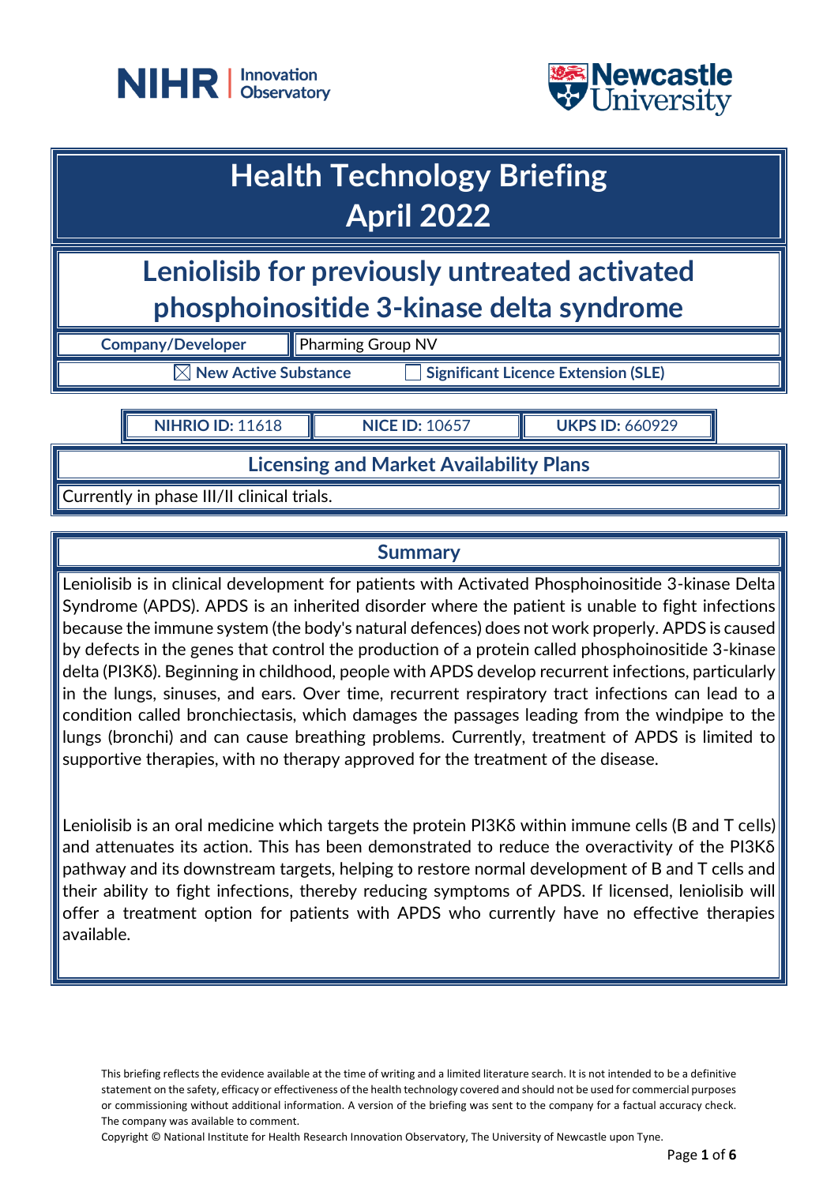# Health Technology Briefing
# April 2022

## Leniolisib for previously untreated activated phosphoinositide 3-kinase delta syndrome

| Company/Developer | Pharming Group NV |
|---|---|

☒ New Active Substance ☐ Significant Licence Extension (SLE)

| NIHRIO ID: 11618 | NICE ID: 10657 | UKPS ID: 660929 |
|---|---|---|

### Licensing and Market Availability Plans

Currently in phase III/II clinical trials.

### Summary

Leniolisib is in clinical development for patients with Activated Phosphoinositide 3-kinase Delta Syndrome (APDS). APDS is an inherited disorder where the patient is unable to fight infections because the immune system (the body's natural defences) does not work properly. APDS is caused by defects in the genes that control the production of a protein called phosphoinositide 3-kinase delta (PI3Kδ). Beginning in childhood, people with APDS develop recurrent infections, particularly in the lungs, sinuses, and ears. Over time, recurrent respiratory tract infections can lead to a condition called bronchiectasis, which damages the passages leading from the windpipe to the lungs (bronchi) and can cause breathing problems. Currently, treatment of APDS is limited to supportive therapies, with no therapy approved for the treatment of the disease.

Leniolisib is an oral medicine which targets the protein PI3Kδ within immune cells (B and T cells) and attenuates its action. This has been demonstrated to reduce the overactivity of the PI3Kδ pathway and its downstream targets, helping to restore normal development of B and T cells and their ability to fight infections, thereby reducing symptoms of APDS. If licensed, leniolisib will offer a treatment option for patients with APDS who currently have no effective therapies available.

This briefing reflects the evidence available at the time of writing and a limited literature search. It is not intended to be a definitive statement on the safety, efficacy or effectiveness of the health technology covered and should not be used for commercial purposes or commissioning without additional information. A version of the briefing was sent to the company for a factual accuracy check. The company was available to comment.

Copyright © National Institute for Health Research Innovation Observatory, The University of Newcastle upon Tyne.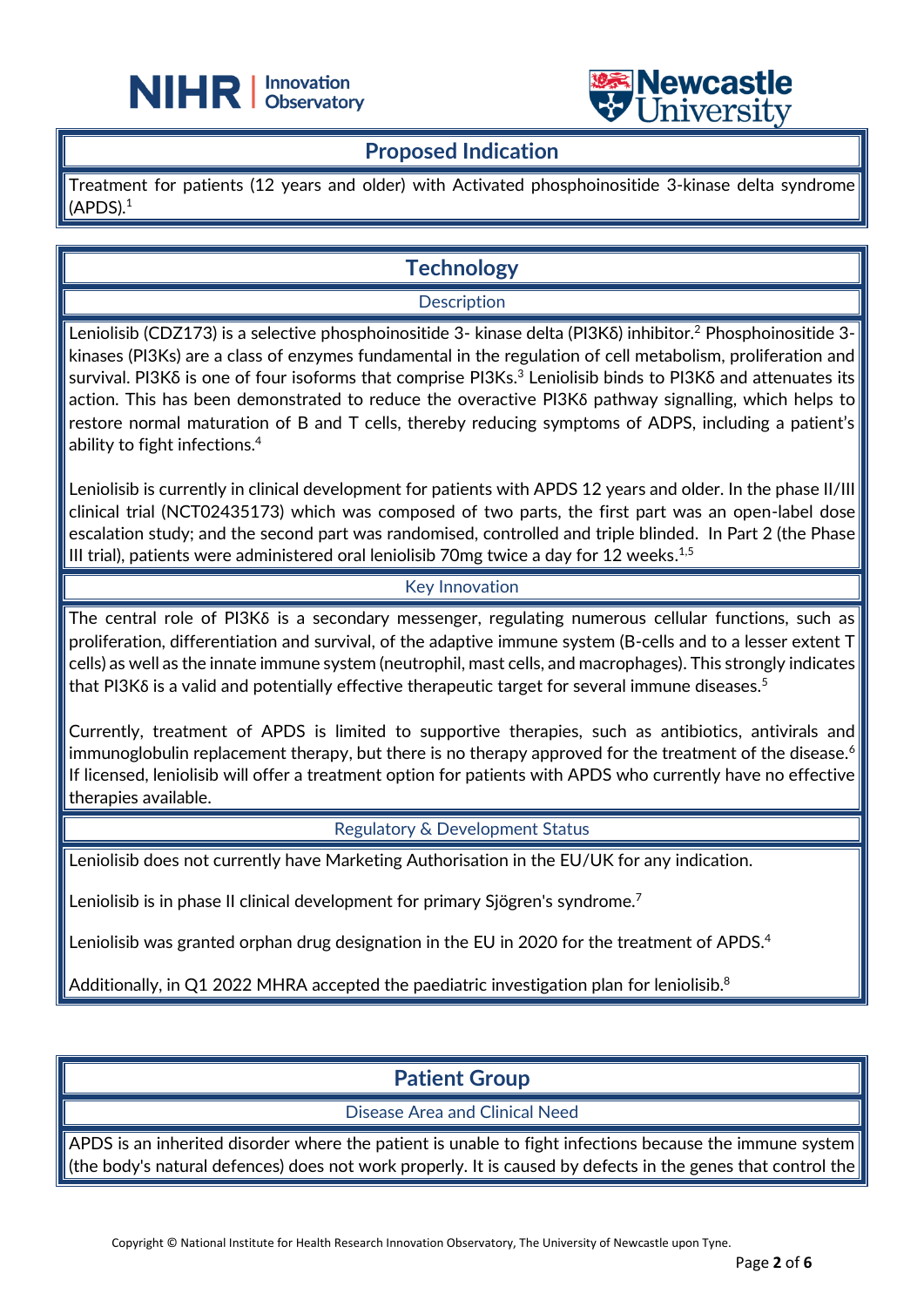## Proposed Indication

Treatment for patients (12 years and older) with Activated phosphoinositide 3-kinase delta syndrome (APDS).[1]

## Technology

### Description

Leniolisib (CDZ173) is a selective phosphoinositide 3- kinase delta (PI3Kδ) inhibitor.[2] Phosphoinositide 3-kinases (PI3Ks) are a class of enzymes fundamental in the regulation of cell metabolism, proliferation and survival. PI3Kδ is one of four isoforms that comprise PI3Ks.[3] Leniolisib binds to PI3Kδ and attenuates its action. This has been demonstrated to reduce the overactive PI3Kδ pathway signalling, which helps to restore normal maturation of B and T cells, thereby reducing symptoms of ADPS, including a patient's ability to fight infections.[4]

Leniolisib is currently in clinical development for patients with APDS 12 years and older. In the phase II/III clinical trial (NCT02435173) which was composed of two parts, the first part was an open-label dose escalation study; and the second part was randomised, controlled and triple blinded. In Part 2 (the Phase III trial), patients were administered oral leniolisib 70mg twice a day for 12 weeks.[1,5]

### Key Innovation

The central role of PI3Kδ is a secondary messenger, regulating numerous cellular functions, such as proliferation, differentiation and survival, of the adaptive immune system (B-cells and to a lesser extent T cells) as well as the innate immune system (neutrophil, mast cells, and macrophages). This strongly indicates that PI3Kδ is a valid and potentially effective therapeutic target for several immune diseases.[5]

Currently, treatment of APDS is limited to supportive therapies, such as antibiotics, antivirals and immunoglobulin replacement therapy, but there is no therapy approved for the treatment of the disease.[6] If licensed, leniolisib will offer a treatment option for patients with APDS who currently have no effective therapies available.

### Regulatory & Development Status

Leniolisib does not currently have Marketing Authorisation in the EU/UK for any indication.

Leniolisib is in phase II clinical development for primary Sjögren's syndrome.[7]

Leniolisib was granted orphan drug designation in the EU in 2020 for the treatment of APDS.[4]

Additionally, in Q1 2022 MHRA accepted the paediatric investigation plan for leniolisib.[8]

## Patient Group

### Disease Area and Clinical Need

APDS is an inherited disorder where the patient is unable to fight infections because the immune system (the body's natural defences) does not work properly. It is caused by defects in the genes that control the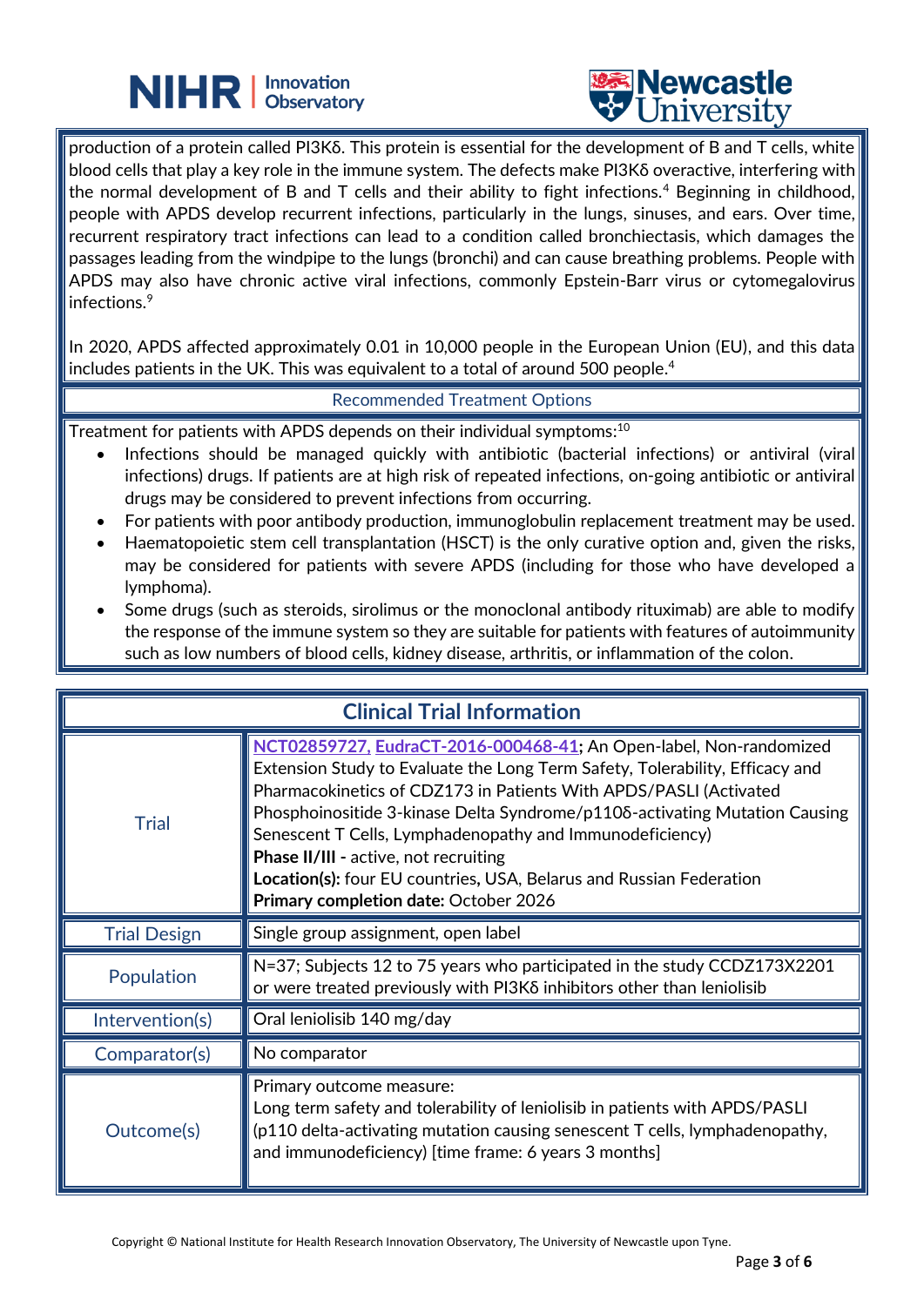production of a protein called PI3Kδ. This protein is essential for the development of B and T cells, white blood cells that play a key role in the immune system. The defects make PI3Kδ overactive, interfering with the normal development of B and T cells and their ability to fight infections.[4] Beginning in childhood, people with APDS develop recurrent infections, particularly in the lungs, sinuses, and ears. Over time, recurrent respiratory tract infections can lead to a condition called bronchiectasis, which damages the passages leading from the windpipe to the lungs (bronchi) and can cause breathing problems. People with APDS may also have chronic active viral infections, commonly Epstein-Barr virus or cytomegalovirus infections.[9]

In 2020, APDS affected approximately 0.01 in 10,000 people in the European Union (EU), and this data includes patients in the UK. This was equivalent to a total of around 500 people.[4]

## Recommended Treatment Options

Treatment for patients with APDS depends on their individual symptoms:[10]

- Infections should be managed quickly with antibiotic (bacterial infections) or antiviral (viral infections) drugs. If patients are at high risk of repeated infections, on-going antibiotic or antiviral drugs may be considered to prevent infections from occurring.
- For patients with poor antibody production, immunoglobulin replacement treatment may be used.
- Haematopoietic stem cell transplantation (HSCT) is the only curative option and, given the risks, may be considered for patients with severe APDS (including for those who have developed a lymphoma).
- Some drugs (such as steroids, sirolimus or the monoclonal antibody rituximab) are able to modify the response of the immune system so they are suitable for patients with features of autoimmunity such as low numbers of blood cells, kidney disease, arthritis, or inflammation of the colon.

## Clinical Trial Information

| | |
|---|---|
| Trial | NCT02859727, EudraCT-2016-000468-41; An Open-label, Non-randomized Extension Study to Evaluate the Long Term Safety, Tolerability, Efficacy and Pharmacokinetics of CDZ173 in Patients With APDS/PASLI (Activated Phosphoinositide 3-kinase Delta Syndrome/p110δ-activating Mutation Causing Senescent T Cells, Lymphadenopathy and Immunodeficiency)<br>**Phase II/III -** active, not recruiting<br>**Location(s):** four EU countries, USA, Belarus and Russian Federation<br>**Primary completion date:** October 2026 |
| Trial Design | Single group assignment, open label |
| Population | N=37; Subjects 12 to 75 years who participated in the study CCDZ173X2201 or were treated previously with PI3Kδ inhibitors other than leniolisib |
| Intervention(s) | Oral leniolisib 140 mg/day |
| Comparator(s) | No comparator |
| Outcome(s) | Primary outcome measure:<br>Long term safety and tolerability of leniolisib in patients with APDS/PASLI (p110 delta-activating mutation causing senescent T cells, lymphadenopathy, and immunodeficiency) [time frame: 6 years 3 months] |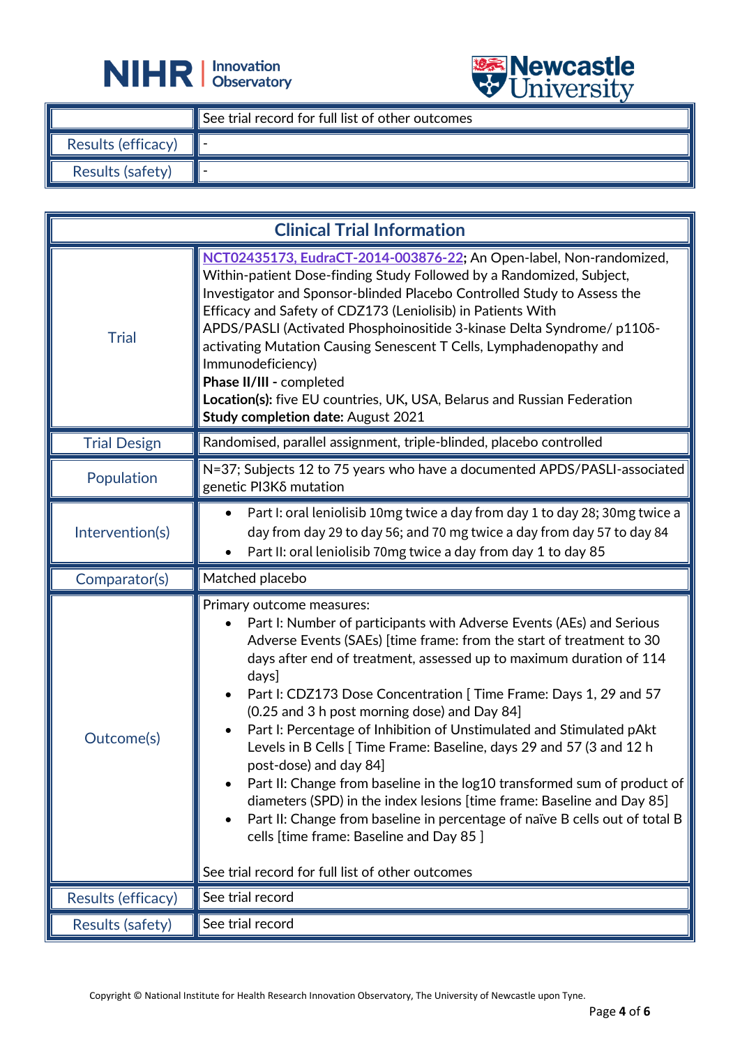| | |
|---|---|
| | See trial record for full list of other outcomes |
| Results (efficacy) | - |
| Results (safety) | - |

| Clinical Trial Information | |
|---|---|
| Trial | NCT02435173, EudraCT-2014-003876-22; An Open-label, Non-randomized, Within-patient Dose-finding Study Followed by a Randomized, Subject, Investigator and Sponsor-blinded Placebo Controlled Study to Assess the Efficacy and Safety of CDZ173 (Leniolisib) in Patients With APDS/PASLI (Activated Phosphoinositide 3-kinase Delta Syndrome/ p110δ-activating Mutation Causing Senescent T Cells, Lymphadenopathy and Immunodeficiency)<br>**Phase II/III -** completed<br>**Location(s):** five EU countries, UK, USA, Belarus and Russian Federation<br>**Study completion date:** August 2021 |
| Trial Design | Randomised, parallel assignment, triple-blinded, placebo controlled |
| Population | N=37; Subjects 12 to 75 years who have a documented APDS/PASLI-associated genetic PI3Kδ mutation |
| Intervention(s) | • Part I: oral leniolisib 10mg twice a day from day 1 to day 28; 30mg twice a day from day 29 to day 56; and 70 mg twice a day from day 57 to day 84<br>• Part II: oral leniolisib 70mg twice a day from day 1 to day 85 |
| Comparator(s) | Matched placebo |
| Outcome(s) | Primary outcome measures:<br>• Part I: Number of participants with Adverse Events (AEs) and Serious Adverse Events (SAEs) [time frame: from the start of treatment to 30 days after end of treatment, assessed up to maximum duration of 114 days]<br>• Part I: CDZ173 Dose Concentration [ Time Frame: Days 1, 29 and 57 (0.25 and 3 h post morning dose) and Day 84]<br>• Part I: Percentage of Inhibition of Unstimulated and Stimulated pAkt Levels in B Cells [ Time Frame: Baseline, days 29 and 57 (3 and 12 h post-dose) and day 84]<br>• Part II: Change from baseline in the log10 transformed sum of product of diameters (SPD) in the index lesions [time frame: Baseline and Day 85]<br>• Part II: Change from baseline in percentage of naïve B cells out of total B cells [time frame: Baseline and Day 85 ]<br><br>See trial record for full list of other outcomes |
| Results (efficacy) | See trial record |
| Results (safety) | See trial record |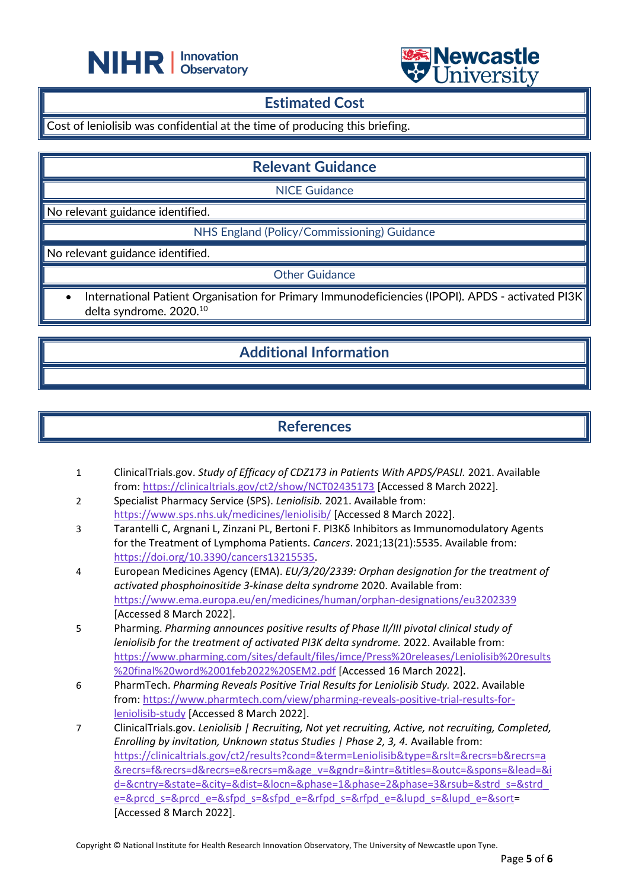## Estimated Cost

Cost of leniolisib was confidential at the time of producing this briefing.

## Relevant Guidance

### NICE Guidance

No relevant guidance identified.

### NHS England (Policy/Commissioning) Guidance

No relevant guidance identified.

### Other Guidance

- International Patient Organisation for Primary Immunodeficiencies (IPOPI). APDS - activated PI3K delta syndrome. 2020.[10]

## Additional Information

## References

1. ClinicalTrials.gov. *Study of Efficacy of CDZ173 in Patients With APDS/PASLI.* 2021. Available from: https://clinicaltrials.gov/ct2/show/NCT02435173 [Accessed 8 March 2022].
2. Specialist Pharmacy Service (SPS). *Leniolisib.* 2021. Available from: https://www.sps.nhs.uk/medicines/leniolisib/ [Accessed 8 March 2022].
3. Tarantelli C, Argnani L, Zinzani PL, Bertoni F. PI3Kδ Inhibitors as Immunomodulatory Agents for the Treatment of Lymphoma Patients. *Cancers*. 2021;13(21):5535. Available from: https://doi.org/10.3390/cancers13215535.
4. European Medicines Agency (EMA). *EU/3/20/2339: Orphan designation for the treatment of activated phosphoinositide 3-kinase delta syndrome* 2020. Available from: https://www.ema.europa.eu/en/medicines/human/orphan-designations/eu3202339 [Accessed 8 March 2022].
5. Pharming. *Pharming announces positive results of Phase II/III pivotal clinical study of leniolisib for the treatment of activated PI3K delta syndrome.* 2022. Available from: https://www.pharming.com/sites/default/files/imce/Press%20releases/Leniolisib%20results%20final%20word%2001feb2022%20SEM2.pdf [Accessed 16 March 2022].
6. PharmTech. *Pharming Reveals Positive Trial Results for Leniolisib Study.* 2022. Available from: https://www.pharmtech.com/view/pharming-reveals-positive-trial-results-for-leniolisib-study [Accessed 8 March 2022].
7. ClinicalTrials.gov. *Leniolisib | Recruiting, Not yet recruiting, Active, not recruiting, Completed, Enrolling by invitation, Unknown status Studies | Phase 2, 3, 4.* Available from: https://clinicaltrials.gov/ct2/results?cond=&term=Leniolisib&type=&rslt=&recrs=b&recrs=a&recrs=f&recrs=d&recrs=e&recrs=m&age_v=&gndr=&intr=&titles=&outc=&spons=&lead=&id=&cntry=&state=&city=&dist=&locn=&phase=1&phase=2&phase=3&rsub=&strd_s=&strd_e=&prcd_s=&prcd_e=&sfpd_s=&sfpd_e=&rfpd_s=&rfpd_e=&lupd_s=&lupd_e=&sort= [Accessed 8 March 2022].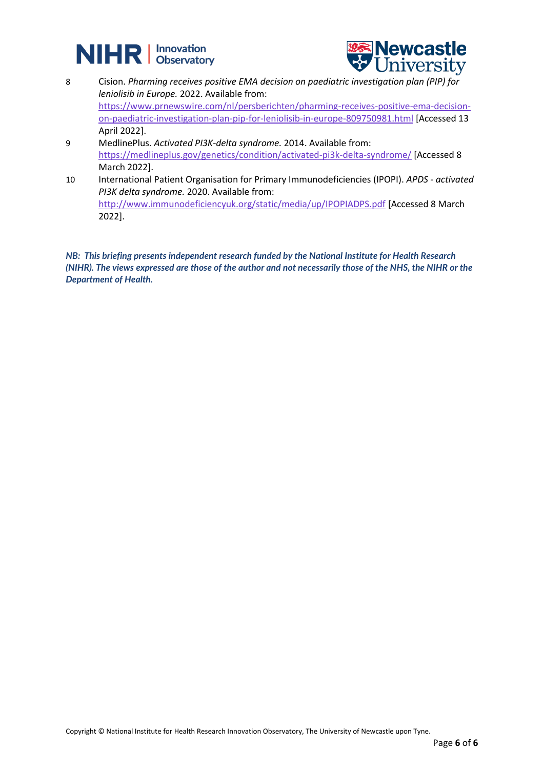8. Cision. *Pharming receives positive EMA decision on paediatric investigation plan (PIP) for leniolisib in Europe.* 2022. Available from: https://www.prnewswire.com/nl/persberichten/pharming-receives-positive-ema-decision-on-paediatric-investigation-plan-pip-for-leniolisib-in-europe-809750981.html [Accessed 13 April 2022].
9. MedlinePlus. *Activated PI3K-delta syndrome.* 2014. Available from: https://medlineplus.gov/genetics/condition/activated-pi3k-delta-syndrome/ [Accessed 8 March 2022].
10. International Patient Organisation for Primary Immunodeficiencies (IPOPI). *APDS - activated PI3K delta syndrome.* 2020. Available from: http://www.immunodeficiencyuk.org/static/media/up/IPOPIADPS.pdf [Accessed 8 March 2022].

***NB: This briefing presents independent research funded by the National Institute for Health Research (NIHR). The views expressed are those of the author and not necessarily those of the NHS, the NIHR or the Department of Health.***

Copyright © National Institute for Health Research Innovation Observatory, The University of Newcastle upon Tyne.